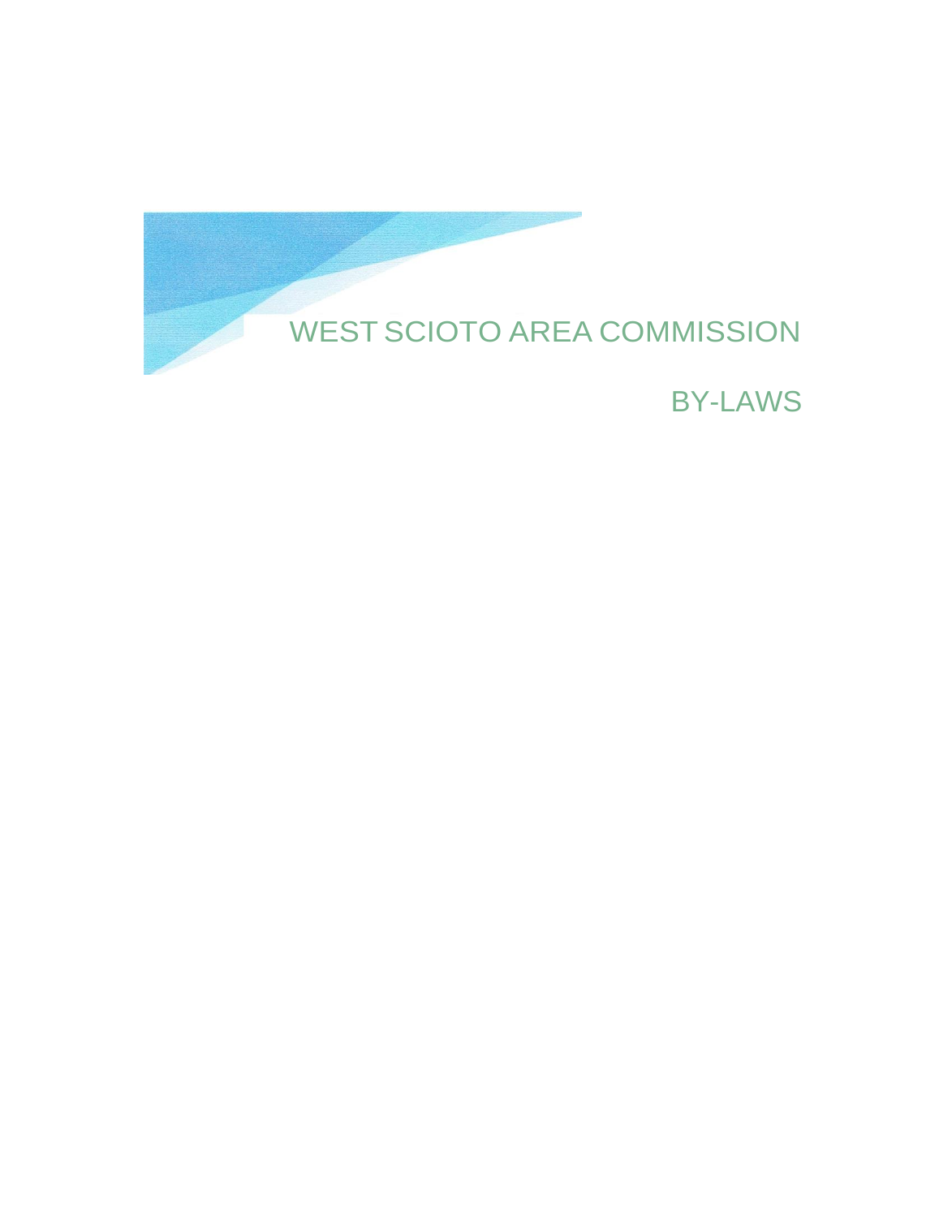# WEST SCIOTO AREA COMMISSION

## BY-LAWS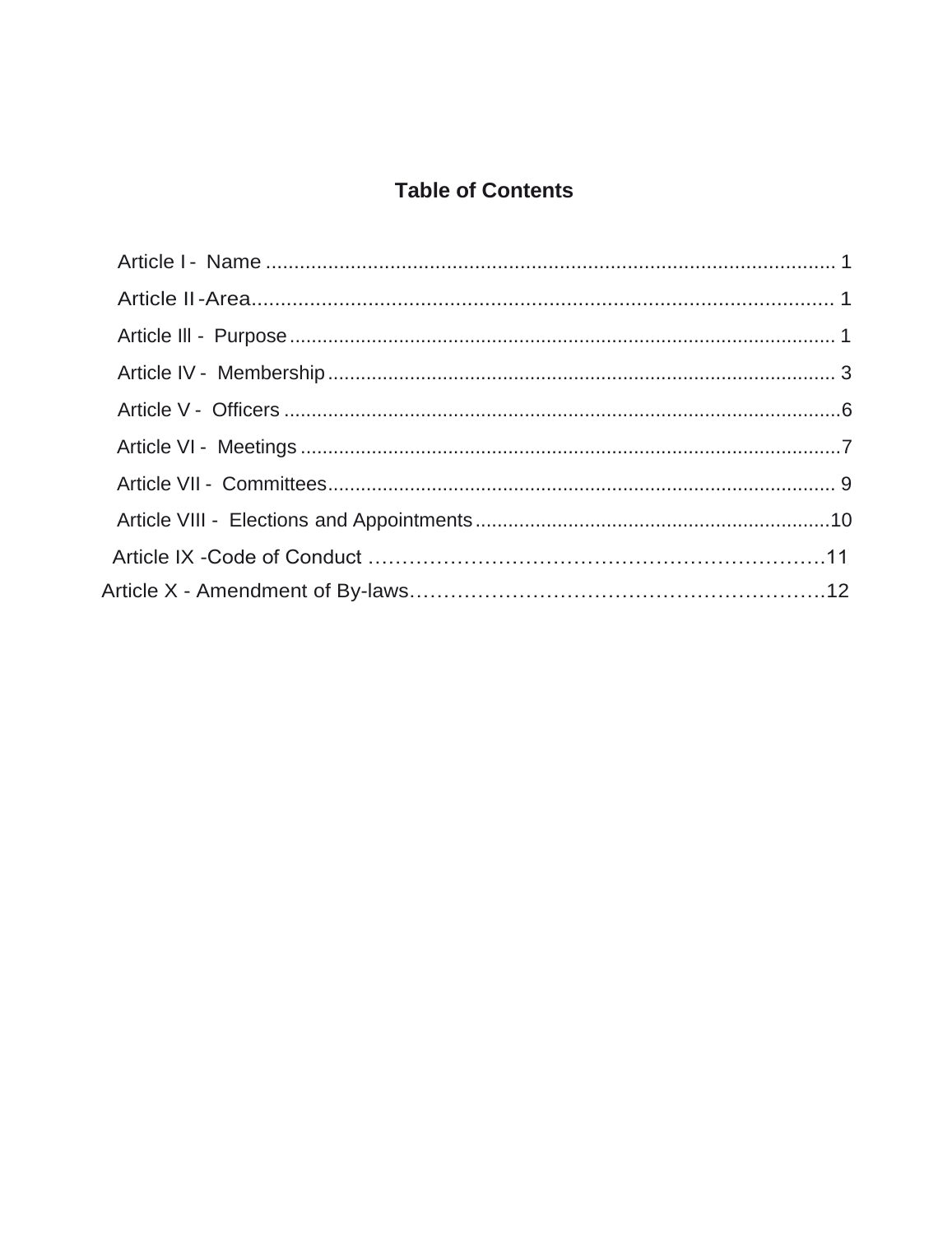## Table of Contents

Article I - Name ........................................................................................................ 1

Article II -Area......................................................................................................... 1

Article Ill - Purpose .................................................................................................. 1

Article IV - Membership ........................................................................................... 3

Article V - Officers ....................................................................................................6

Article VI - Meetings .................................................................................................7

Article VII - Committees............................................................................................ 9

Article VIII - Elections and Appointments ................................................................10

Article IX -Code of Conduct ……………………………………………………………11

Article X - Amendment of By-laws……………………………………………………12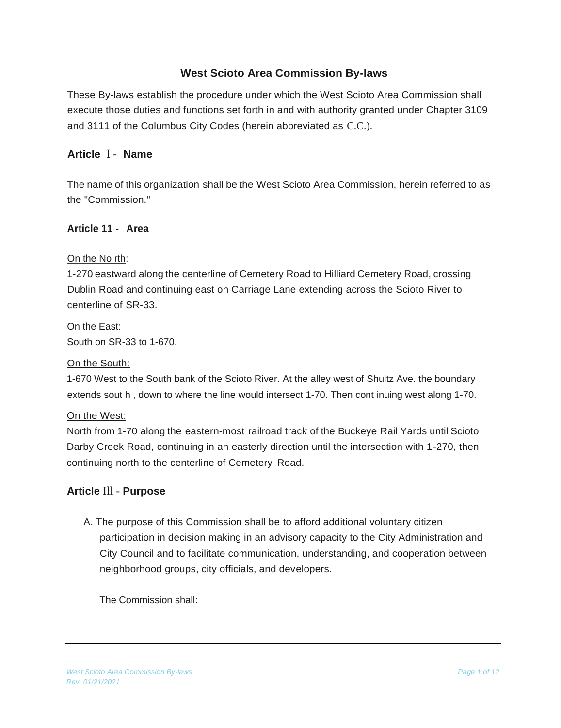# West Scioto Area Commission By-laws

These By-laws establish the procedure under which the West Scioto Area Commission shall execute those duties and functions set forth in and with authority granted under Chapter 3109 and 3111 of the Columbus City Codes (herein abbreviated as C.C.).

## Article I - Name

The name of this organization shall be the West Scioto Area Commission, herein referred to as the "Commission."

## Article 11 - Area

On the No rth:
1-270 eastward along the centerline of Cemetery Road to Hilliard Cemetery Road, crossing Dublin Road and continuing east on Carriage Lane extending across the Scioto River to centerline of SR-33.

On the East:
South on SR-33 to 1-670.

On the South:
1-670 West to the South bank of the Scioto River. At the alley west of Shultz Ave. the boundary extends sout h , down to where the line would intersect 1-70. Then cont inuing west along 1-70.

On the West:
North from 1-70 along the eastern-most railroad track of the Buckeye Rail Yards until Scioto Darby Creek Road, continuing in an easterly direction until the intersection with 1-270, then continuing north to the centerline of Cemetery Road.

## Article Ill - Purpose

A. The purpose of this Commission shall be to afford additional voluntary citizen participation in decision making in an advisory capacity to the City Administration and City Council and to facilitate communication, understanding, and cooperation between neighborhood groups, city officials, and developers.

The Commission shall: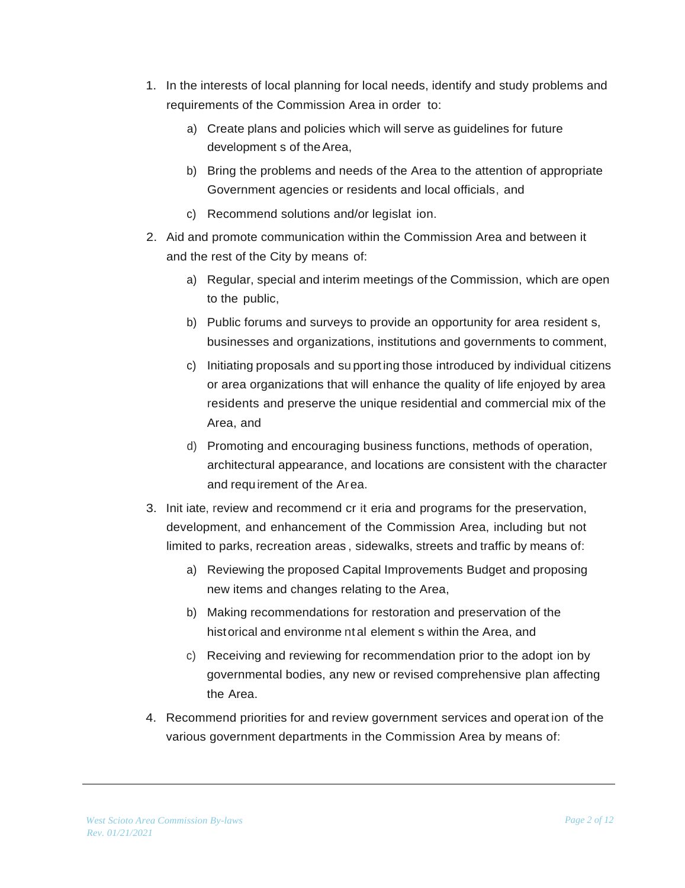1. In the interests of local planning for local needs, identify and study problems and requirements of the Commission Area in order to:
    a) Create plans and policies which will serve as guidelines for future developments of the Area,
    b) Bring the problems and needs of the Area to the attention of appropriate Government agencies or residents and local officials, and
    c) Recommend solutions and/or legislation.
2. Aid and promote communication within the Commission Area and between it and the rest of the City by means of:
    a) Regular, special and interim meetings of the Commission, which are open to the public,
    b) Public forums and surveys to provide an opportunity for area residents, businesses and organizations, institutions and governments to comment,
    c) Initiating proposals and supporting those introduced by individual citizens or area organizations that will enhance the quality of life enjoyed by area residents and preserve the unique residential and commercial mix of the Area, and
    d) Promoting and encouraging business functions, methods of operation, architectural appearance, and locations are consistent with the character and requirement of the Area.
3. Initiate, review and recommend criteria and programs for the preservation, development, and enhancement of the Commission Area, including but not limited to parks, recreation areas, sidewalks, streets and traffic by means of:
    a) Reviewing the proposed Capital Improvements Budget and proposing new items and changes relating to the Area,
    b) Making recommendations for restoration and preservation of the historical and environmental elements within the Area, and
    c) Receiving and reviewing for recommendation prior to the adoption by governmental bodies, any new or revised comprehensive plan affecting the Area.
4. Recommend priorities for and review government services and operation of the various government departments in the Commission Area by means of: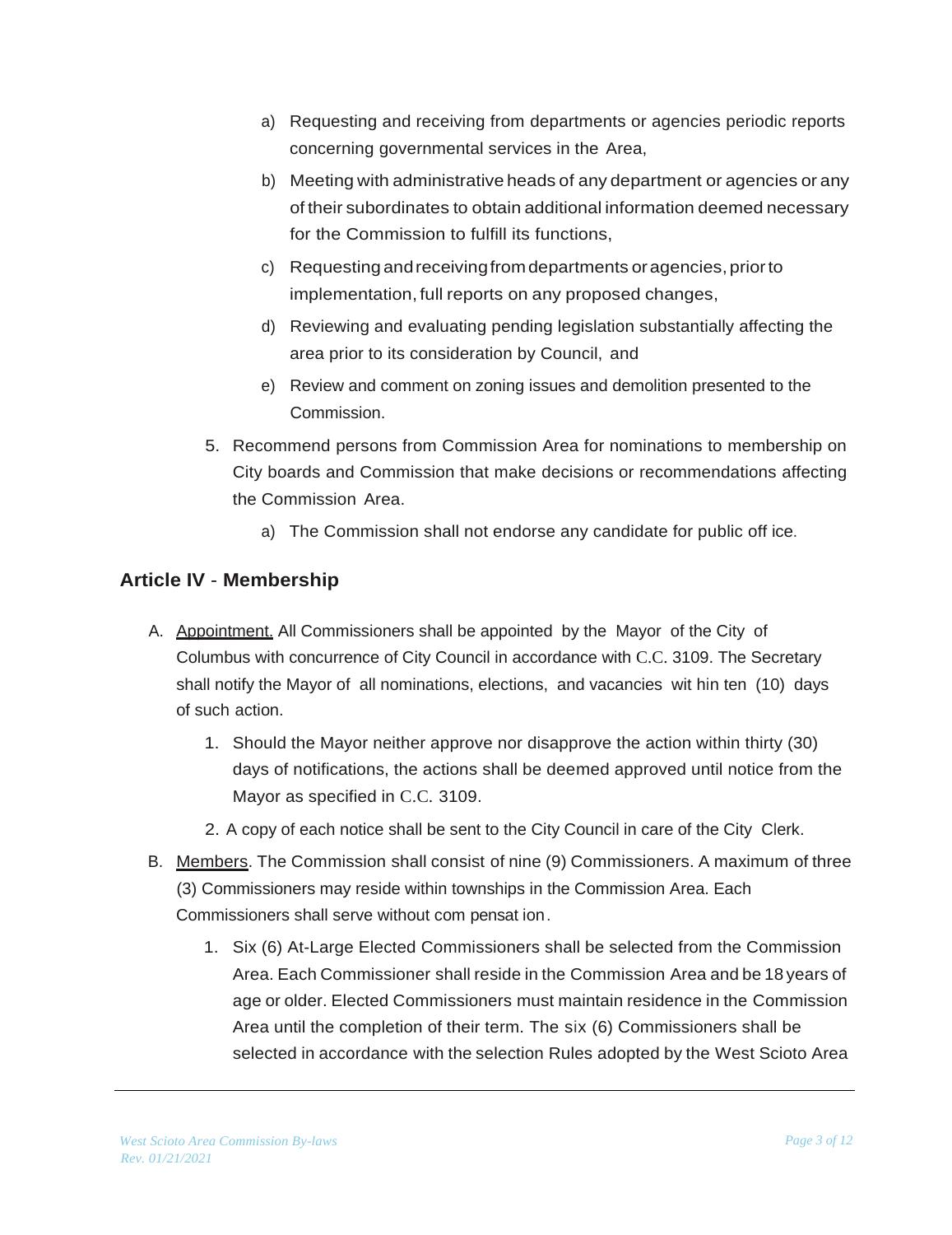a) Requesting and receiving from departments or agencies periodic reports concerning governmental services in the Area,

   b) Meeting with administrative heads of any department or agencies or any of their subordinates to obtain additional information deemed necessary for the Commission to fulfill its functions,

   c) Requesting and receiving from departments or agencies, prior to implementation, full reports on any proposed changes,

   d) Reviewing and evaluating pending legislation substantially affecting the area prior to its consideration by Council, and

   e) Review and comment on zoning issues and demolition presented to the Commission.

5. Recommend persons from Commission Area for nominations to membership on City boards and Commission that make decisions or recommendations affecting the Commission Area.

   a) The Commission shall not endorse any candidate for public off ice.

## Article IV - Membership

A. Appointment. All Commissioners shall be appointed by the Mayor of the City of Columbus with concurrence of City Council in accordance with C.C. 3109. The Secretary shall notify the Mayor of all nominations, elections, and vacancies wit hin ten (10) days of such action.

   1. Should the Mayor neither approve nor disapprove the action within thirty (30) days of notifications, the actions shall be deemed approved until notice from the Mayor as specified in C.C. 3109.

   2. A copy of each notice shall be sent to the City Council in care of the City Clerk.

B. Members. The Commission shall consist of nine (9) Commissioners. A maximum of three (3) Commissioners may reside within townships in the Commission Area. Each Commissioners shall serve without com pensat ion.

   1. Six (6) At-Large Elected Commissioners shall be selected from the Commission Area. Each Commissioner shall reside in the Commission Area and be 18 years of age or older. Elected Commissioners must maintain residence in the Commission Area until the completion of their term. The six (6) Commissioners shall be selected in accordance with the selection Rules adopted by the West Scioto Area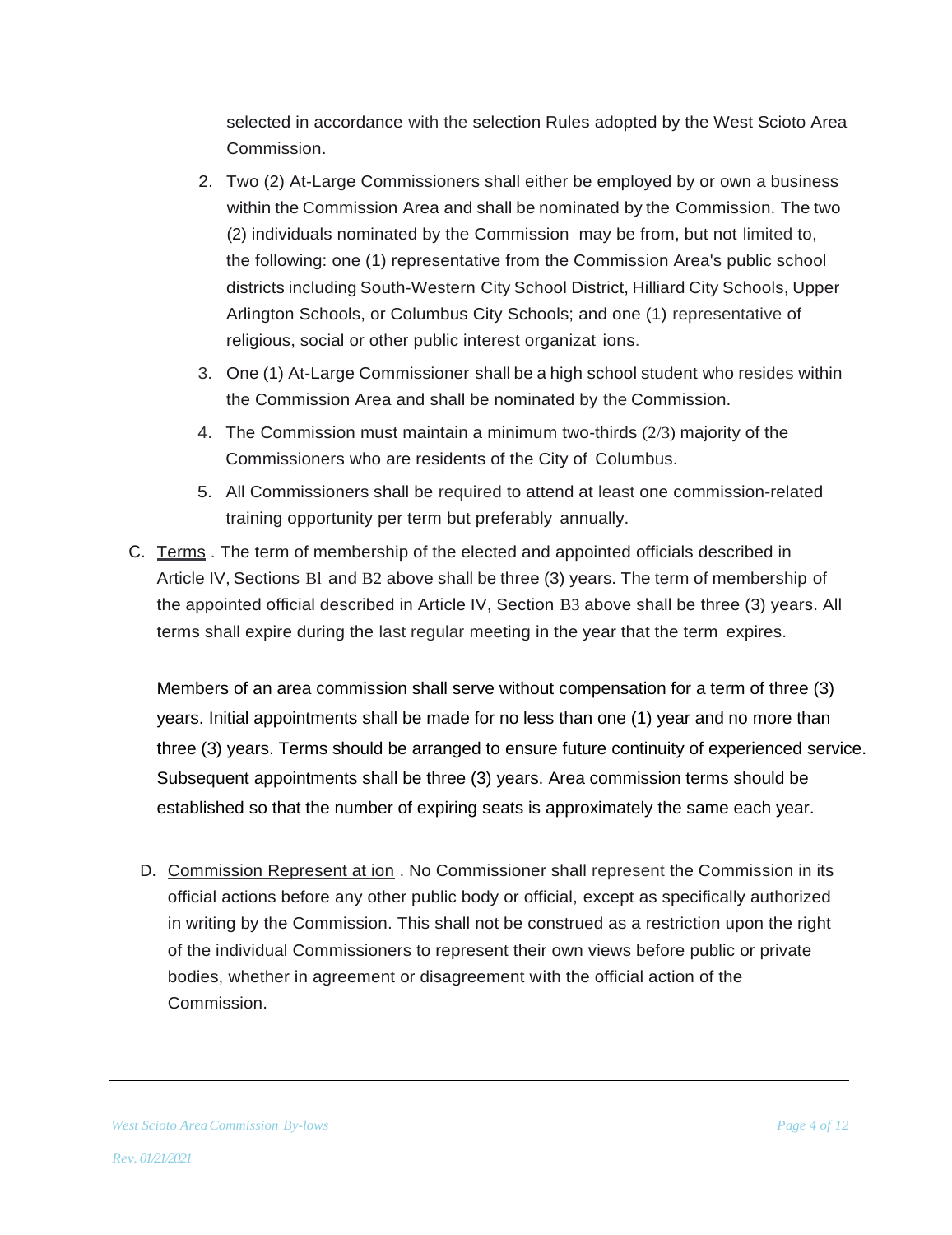selected in accordance with the selection Rules adopted by the West Scioto Area Commission.

2. Two (2) At-Large Commissioners shall either be employed by or own a business within the Commission Area and shall be nominated by the Commission. The two (2) individuals nominated by the Commission may be from, but not limited to, the following: one (1) representative from the Commission Area's public school districts including South-Western City School District, Hilliard City Schools, Upper Arlington Schools, or Columbus City Schools; and one (1) representative of religious, social or other public interest organizat ions.
3. One (1) At-Large Commissioner shall be a high school student who resides within the Commission Area and shall be nominated by the Commission.
4. The Commission must maintain a minimum two-thirds (2/3) majority of the Commissioners who are residents of the City of Columbus.
5. All Commissioners shall be required to attend at least one commission-related training opportunity per term but preferably annually.

C. Terms . The term of membership of the elected and appointed officials described in Article IV, Sections Bl and B2 above shall be three (3) years. The term of membership of the appointed official described in Article IV, Section B3 above shall be three (3) years. All terms shall expire during the last regular meeting in the year that the term expires.

Members of an area commission shall serve without compensation for a term of three (3) years. Initial appointments shall be made for no less than one (1) year and no more than three (3) years. Terms should be arranged to ensure future continuity of experienced service. Subsequent appointments shall be three (3) years. Area commission terms should be established so that the number of expiring seats is approximately the same each year.

D. Commission Represent at ion . No Commissioner shall represent the Commission in its official actions before any other public body or official, except as specifically authorized in writing by the Commission. This shall not be construed as a restriction upon the right of the individual Commissioners to represent their own views before public or private bodies, whether in agreement or disagreement with the official action of the Commission.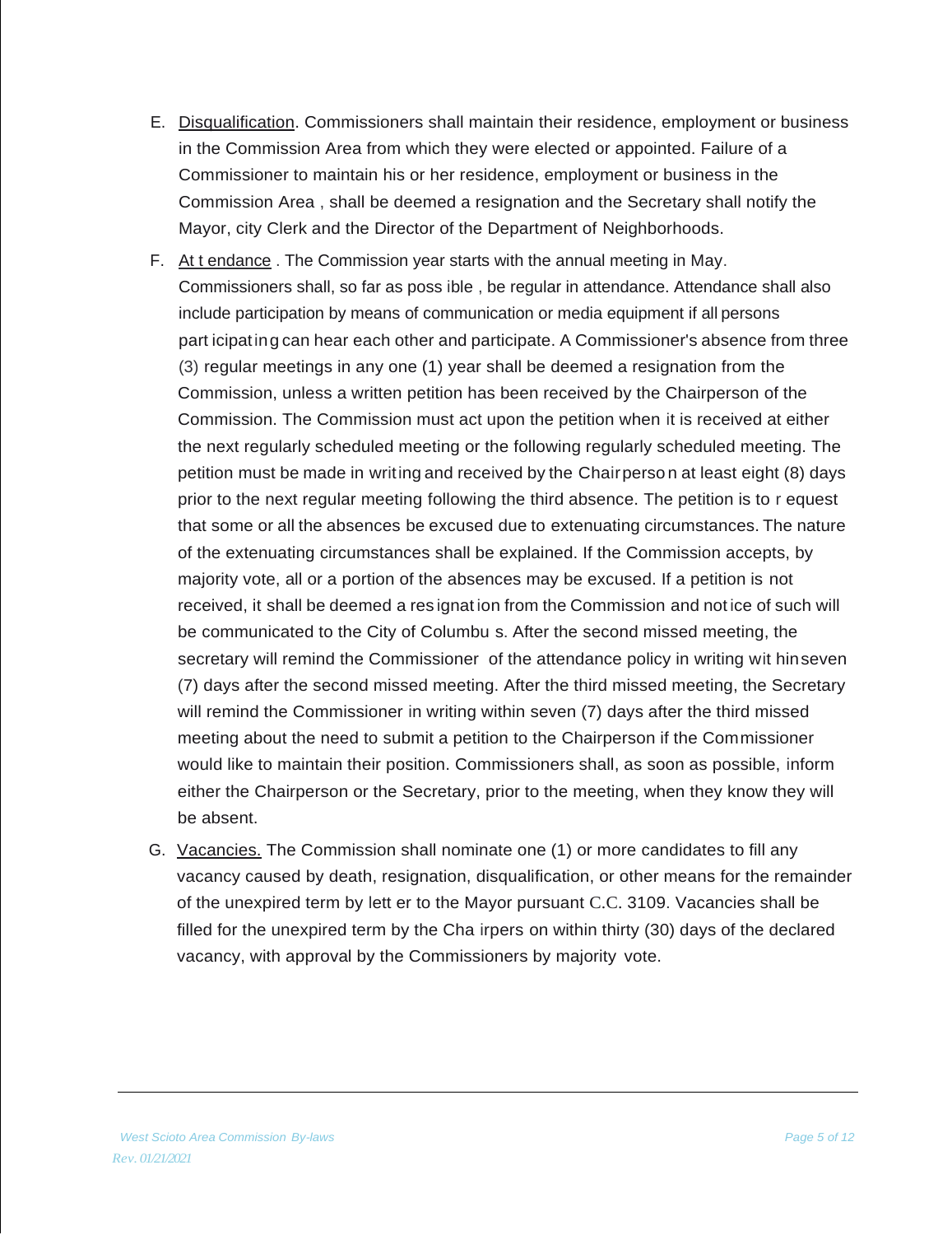E. <u>Disqualification</u>. Commissioners shall maintain their residence, employment or business in the Commission Area from which they were elected or appointed. Failure of a Commissioner to maintain his or her residence, employment or business in the Commission Area , shall be deemed a resignation and the Secretary shall notify the Mayor, city Clerk and the Director of the Department of Neighborhoods.

F. <u>Attendance</u> . The Commission year starts with the annual meeting in May. Commissioners shall, so far as possible , be regular in attendance. Attendance shall also include participation by means of communication or media equipment if all persons participating can hear each other and participate. A Commissioner's absence from three (3) regular meetings in any one (1) year shall be deemed a resignation from the Commission, unless a written petition has been received by the Chairperson of the Commission. The Commission must act upon the petition when it is received at either the next regularly scheduled meeting or the following regularly scheduled meeting. The petition must be made in writing and received by the Chairperson at least eight (8) days prior to the next regular meeting following the third absence. The petition is to request that some or all the absences be excused due to extenuating circumstances. The nature of the extenuating circumstances shall be explained. If the Commission accepts, by majority vote, all or a portion of the absences may be excused. If a petition is not received, it shall be deemed a resignation from the Commission and notice of such will be communicated to the City of Columbus. After the second missed meeting, the secretary will remind the Commissioner of the attendance policy in writing within seven (7) days after the second missed meeting. After the third missed meeting, the Secretary will remind the Commissioner in writing within seven (7) days after the third missed meeting about the need to submit a petition to the Chairperson if the Commissioner would like to maintain their position. Commissioners shall, as soon as possible, inform either the Chairperson or the Secretary, prior to the meeting, when they know they will be absent.

G. <u>Vacancies.</u> The Commission shall nominate one (1) or more candidates to fill any vacancy caused by death, resignation, disqualification, or other means for the remainder of the unexpired term by letter to the Mayor pursuant C.C. 3109. Vacancies shall be filled for the unexpired term by the Chairperson within thirty (30) days of the declared vacancy, with approval by the Commissioners by majority vote.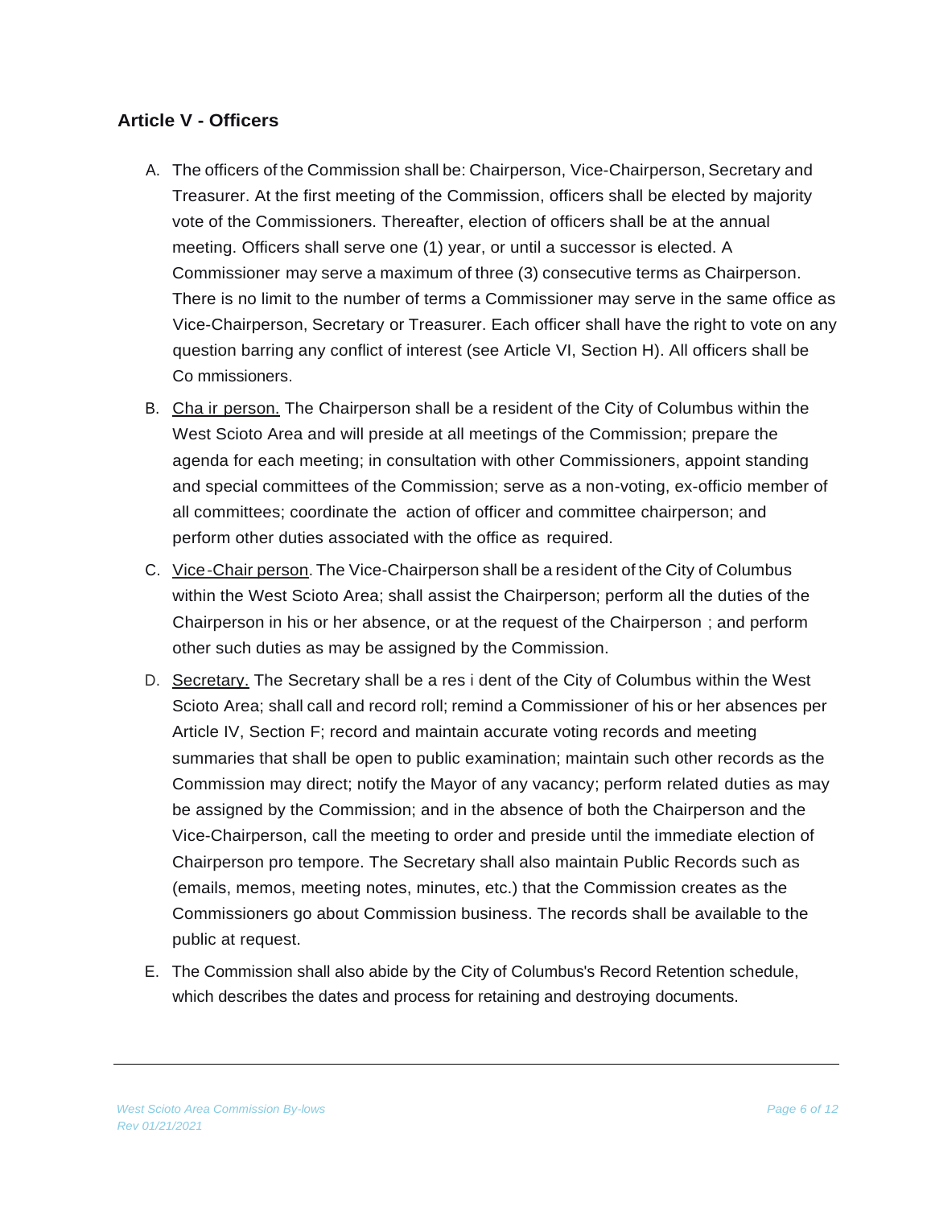## Article V - Officers

A. The officers of the Commission shall be: Chairperson, Vice-Chairperson, Secretary and Treasurer. At the first meeting of the Commission, officers shall be elected by majority vote of the Commissioners. Thereafter, election of officers shall be at the annual meeting. Officers shall serve one (1) year, or until a successor is elected. A Commissioner may serve a maximum of three (3) consecutive terms as Chairperson. There is no limit to the number of terms a Commissioner may serve in the same office as Vice-Chairperson, Secretary or Treasurer. Each officer shall have the right to vote on any question barring any conflict of interest (see Article VI, Section H). All officers shall be Commissioners.

B. Chairperson. The Chairperson shall be a resident of the City of Columbus within the West Scioto Area and will preside at all meetings of the Commission; prepare the agenda for each meeting; in consultation with other Commissioners, appoint standing and special committees of the Commission; serve as a non-voting, ex-officio member of all committees; coordinate the action of officer and committee chairperson; and perform other duties associated with the office as required.

C. Vice-Chairperson. The Vice-Chairperson shall be a resident of the City of Columbus within the West Scioto Area; shall assist the Chairperson; perform all the duties of the Chairperson in his or her absence, or at the request of the Chairperson ; and perform other such duties as may be assigned by the Commission.

D. Secretary. The Secretary shall be a resident of the City of Columbus within the West Scioto Area; shall call and record roll; remind a Commissioner of his or her absences per Article IV, Section F; record and maintain accurate voting records and meeting summaries that shall be open to public examination; maintain such other records as the Commission may direct; notify the Mayor of any vacancy; perform related duties as may be assigned by the Commission; and in the absence of both the Chairperson and the Vice-Chairperson, call the meeting to order and preside until the immediate election of Chairperson pro tempore. The Secretary shall also maintain Public Records such as (emails, memos, meeting notes, minutes, etc.) that the Commission creates as the Commissioners go about Commission business. The records shall be available to the public at request.

E. The Commission shall also abide by the City of Columbus's Record Retention schedule, which describes the dates and process for retaining and destroying documents.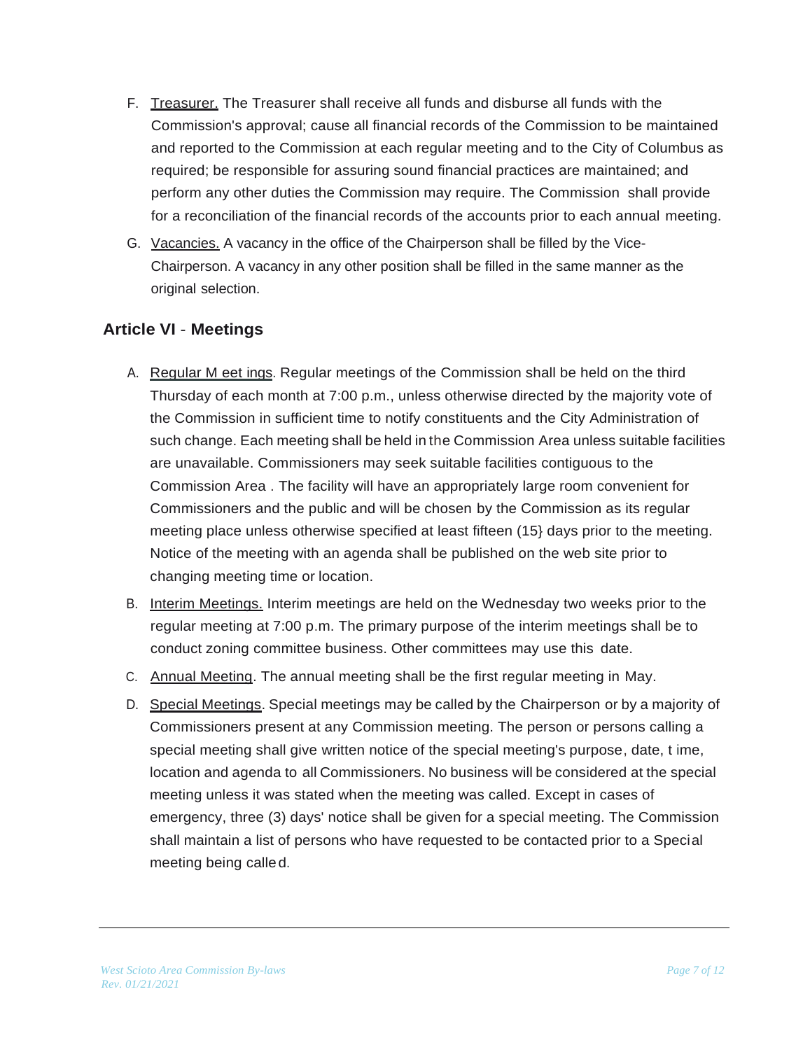F. Treasurer. The Treasurer shall receive all funds and disburse all funds with the Commission's approval; cause all financial records of the Commission to be maintained and reported to the Commission at each regular meeting and to the City of Columbus as required; be responsible for assuring sound financial practices are maintained; and perform any other duties the Commission may require. The Commission shall provide for a reconciliation of the financial records of the accounts prior to each annual meeting.

G. Vacancies. A vacancy in the office of the Chairperson shall be filled by the Vice-Chairperson. A vacancy in any other position shall be filled in the same manner as the original selection.

## Article VI - Meetings

A. Regular Meetings. Regular meetings of the Commission shall be held on the third Thursday of each month at 7:00 p.m., unless otherwise directed by the majority vote of the Commission in sufficient time to notify constituents and the City Administration of such change. Each meeting shall be held in the Commission Area unless suitable facilities are unavailable. Commissioners may seek suitable facilities contiguous to the Commission Area . The facility will have an appropriately large room convenient for Commissioners and the public and will be chosen by the Commission as its regular meeting place unless otherwise specified at least fifteen (15} days prior to the meeting. Notice of the meeting with an agenda shall be published on the web site prior to changing meeting time or location.

B. Interim Meetings. Interim meetings are held on the Wednesday two weeks prior to the regular meeting at 7:00 p.m. The primary purpose of the interim meetings shall be to conduct zoning committee business. Other committees may use this date.

C. Annual Meeting. The annual meeting shall be the first regular meeting in May.

D. Special Meetings. Special meetings may be called by the Chairperson or by a majority of Commissioners present at any Commission meeting. The person or persons calling a special meeting shall give written notice of the special meeting's purpose, date, time, location and agenda to all Commissioners. No business will be considered at the special meeting unless it was stated when the meeting was called. Except in cases of emergency, three (3) days' notice shall be given for a special meeting. The Commission shall maintain a list of persons who have requested to be contacted prior to a Special meeting being called.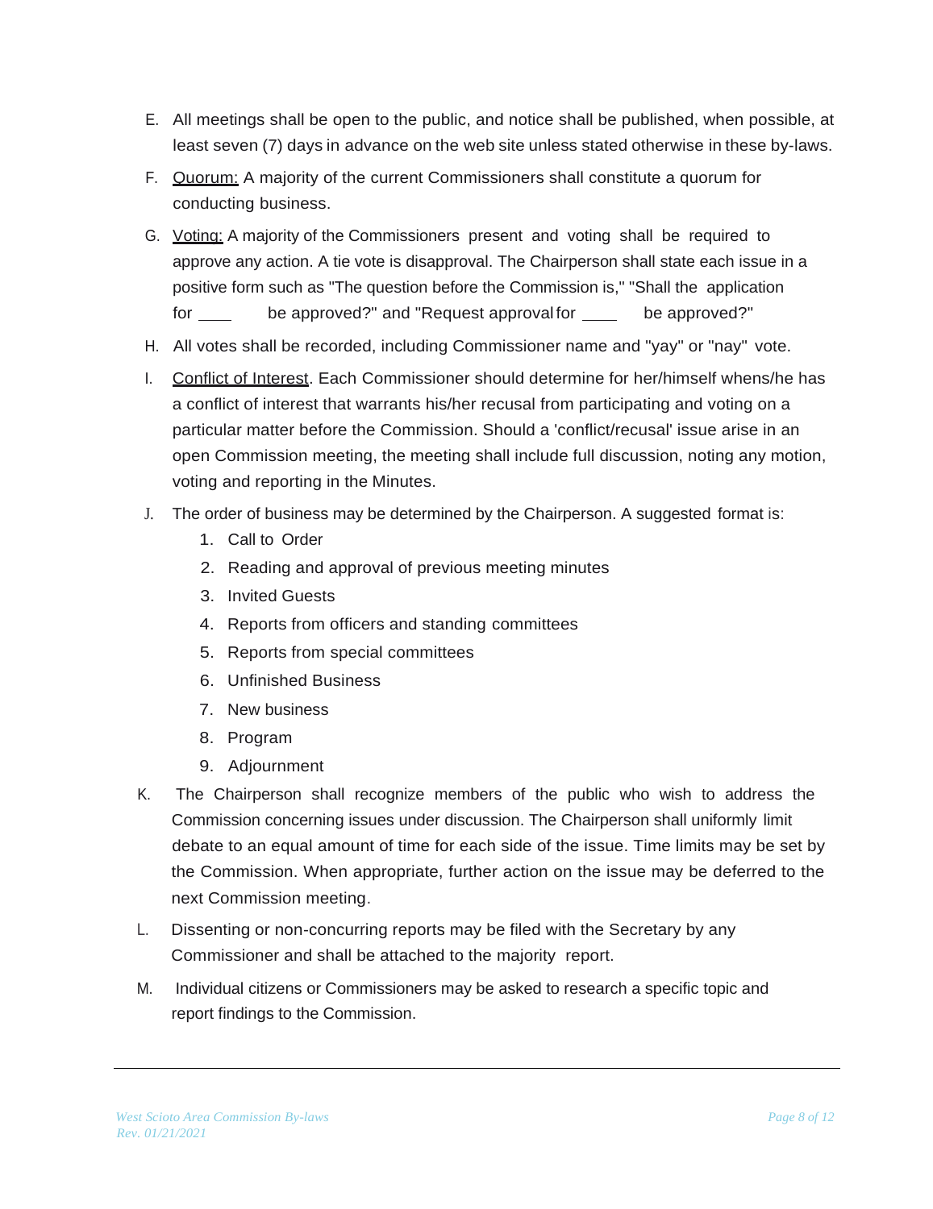E. All meetings shall be open to the public, and notice shall be published, when possible, at least seven (7) days in advance on the web site unless stated otherwise in these by-laws.

F. <u>Quorum:</u> A majority of the current Commissioners shall constitute a quorum for conducting business.

G. <u>Voting:</u> A majority of the Commissioners present and voting shall be required to approve any action. A tie vote is disapproval. The Chairperson shall state each issue in a positive form such as "The question before the Commission is," "Shall the application for ____ be approved?" and "Request approval for ____ be approved?"

H. All votes shall be recorded, including Commissioner name and "yay" or "nay" vote.

I. <u>Conflict of Interest</u>. Each Commissioner should determine for her/himself whens/he has a conflict of interest that warrants his/her recusal from participating and voting on a particular matter before the Commission. Should a 'conflict/recusal' issue arise in an open Commission meeting, the meeting shall include full discussion, noting any motion, voting and reporting in the Minutes.

J. The order of business may be determined by the Chairperson. A suggested format is:
   1. Call to Order
   2. Reading and approval of previous meeting minutes
   3. Invited Guests
   4. Reports from officers and standing committees
   5. Reports from special committees
   6. Unfinished Business
   7. New business
   8. Program
   9. Adjournment

K. The Chairperson shall recognize members of the public who wish to address the Commission concerning issues under discussion. The Chairperson shall uniformly limit debate to an equal amount of time for each side of the issue. Time limits may be set by the Commission. When appropriate, further action on the issue may be deferred to the next Commission meeting.

L. Dissenting or non-concurring reports may be filed with the Secretary by any Commissioner and shall be attached to the majority report.

M. Individual citizens or Commissioners may be asked to research a specific topic and report findings to the Commission.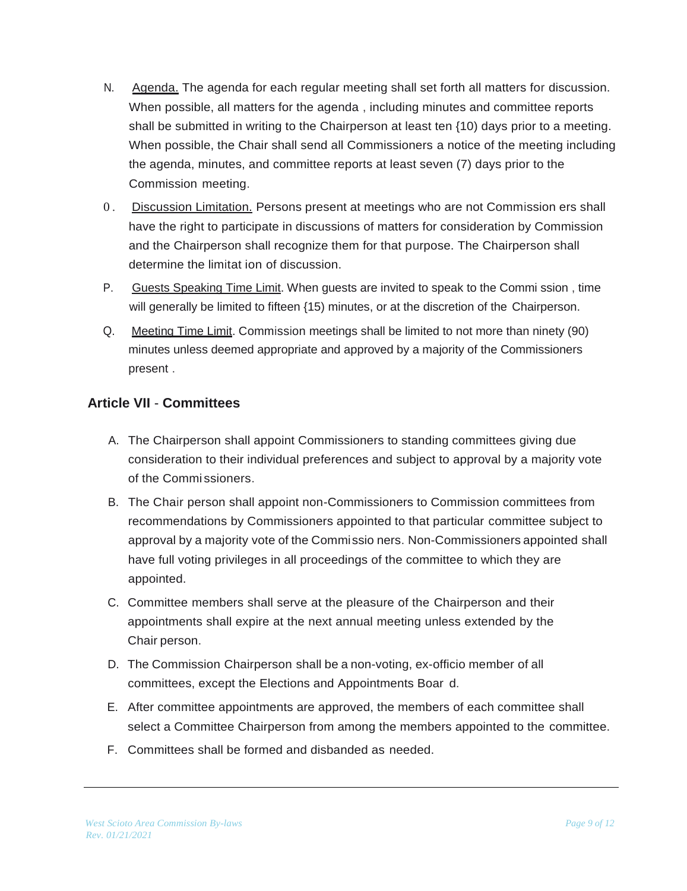N. <u>Agenda.</u> The agenda for each regular meeting shall set forth all matters for discussion. When possible, all matters for the agenda , including minutes and committee reports shall be submitted in writing to the Chairperson at least ten {10) days prior to a meeting. When possible, the Chair shall send all Commissioners a notice of the meeting including the agenda, minutes, and committee reports at least seven (7) days prior to the Commission meeting.

0. <u>Discussion Limitation.</u> Persons present at meetings who are not Commission ers shall have the right to participate in discussions of matters for consideration by Commission and the Chairperson shall recognize them for that purpose. The Chairperson shall determine the limitat ion of discussion.

P. <u>Guests Speaking Time Limit</u>. When guests are invited to speak to the Commi ssion , time will generally be limited to fifteen {15) minutes, or at the discretion of the Chairperson.

Q. <u>Meeting Time Limit</u>. Commission meetings shall be limited to not more than ninety (90) minutes unless deemed appropriate and approved by a majority of the Commissioners present .

## Article VII - Committees

A. The Chairperson shall appoint Commissioners to standing committees giving due consideration to their individual preferences and subject to approval by a majority vote of the Commi ssioners.

B. The Chair person shall appoint non-Commissioners to Commission committees from recommendations by Commissioners appointed to that particular committee subject to approval by a majority vote of the Commissio ners. Non-Commissioners appointed shall have full voting privileges in all proceedings of the committee to which they are appointed.

C. Committee members shall serve at the pleasure of the Chairperson and their appointments shall expire at the next annual meeting unless extended by the Chair person.

D. The Commission Chairperson shall be a non-voting, ex-officio member of all committees, except the Elections and Appointments Boar d.

E. After committee appointments are approved, the members of each committee shall select a Committee Chairperson from among the members appointed to the committee.

F. Committees shall be formed and disbanded as needed.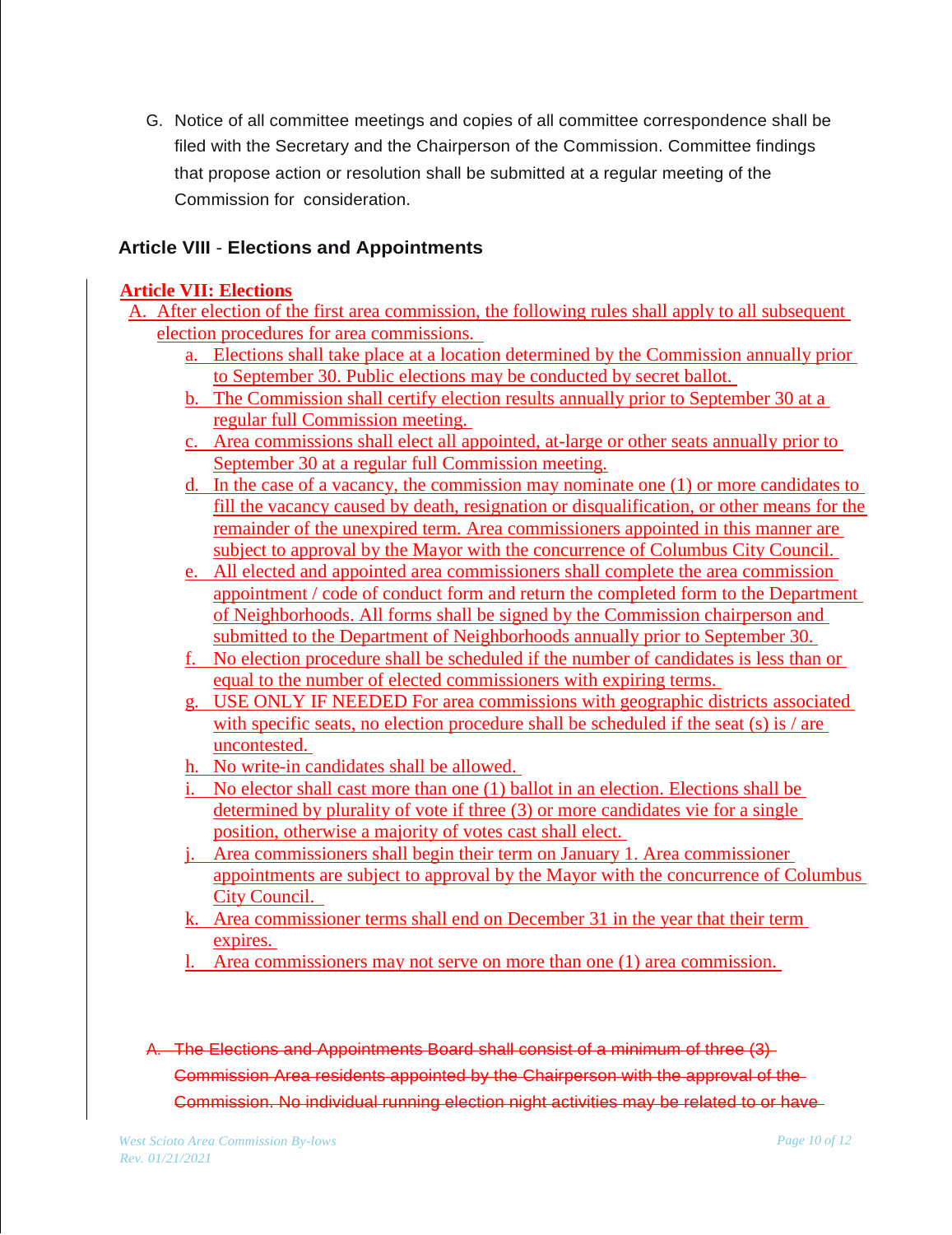G. Notice of all committee meetings and copies of all committee correspondence shall be filed with the Secretary and the Chairperson of the Commission. Committee findings that propose action or resolution shall be submitted at a regular meeting of the Commission for consideration.

## Article VIII - Elections and Appointments

### Article VII: Elections

A. After election of the first area commission, the following rules shall apply to all subsequent election procedures for area commissions.

   a. Elections shall take place at a location determined by the Commission annually prior to September 30. Public elections may be conducted by secret ballot.
   b. The Commission shall certify election results annually prior to September 30 at a regular full Commission meeting.
   c. Area commissions shall elect all appointed, at-large or other seats annually prior to September 30 at a regular full Commission meeting.
   d. In the case of a vacancy, the commission may nominate one (1) or more candidates to fill the vacancy caused by death, resignation or disqualification, or other means for the remainder of the unexpired term. Area commissioners appointed in this manner are subject to approval by the Mayor with the concurrence of Columbus City Council.
   e. All elected and appointed area commissioners shall complete the area commission appointment / code of conduct form and return the completed form to the Department of Neighborhoods. All forms shall be signed by the Commission chairperson and submitted to the Department of Neighborhoods annually prior to September 30.
   f. No election procedure shall be scheduled if the number of candidates is less than or equal to the number of elected commissioners with expiring terms.
   g. USE ONLY IF NEEDED For area commissions with geographic districts associated with specific seats, no election procedure shall be scheduled if the seat (s) is / are uncontested.
   h. No write-in candidates shall be allowed.
   i. No elector shall cast more than one (1) ballot in an election. Elections shall be determined by plurality of vote if three (3) or more candidates vie for a single position, otherwise a majority of votes cast shall elect.
   j. Area commissioners shall begin their term on January 1. Area commissioner appointments are subject to approval by the Mayor with the concurrence of Columbus City Council.
   k. Area commissioner terms shall end on December 31 in the year that their term expires.
   l. Area commissioners may not serve on more than one (1) area commission.

A. ~~The Elections and Appointments Board shall consist of a minimum of three (3) Commission Area residents appointed by the Chairperson with the approval of the Commission. No individual running election night activities may be related to or have~~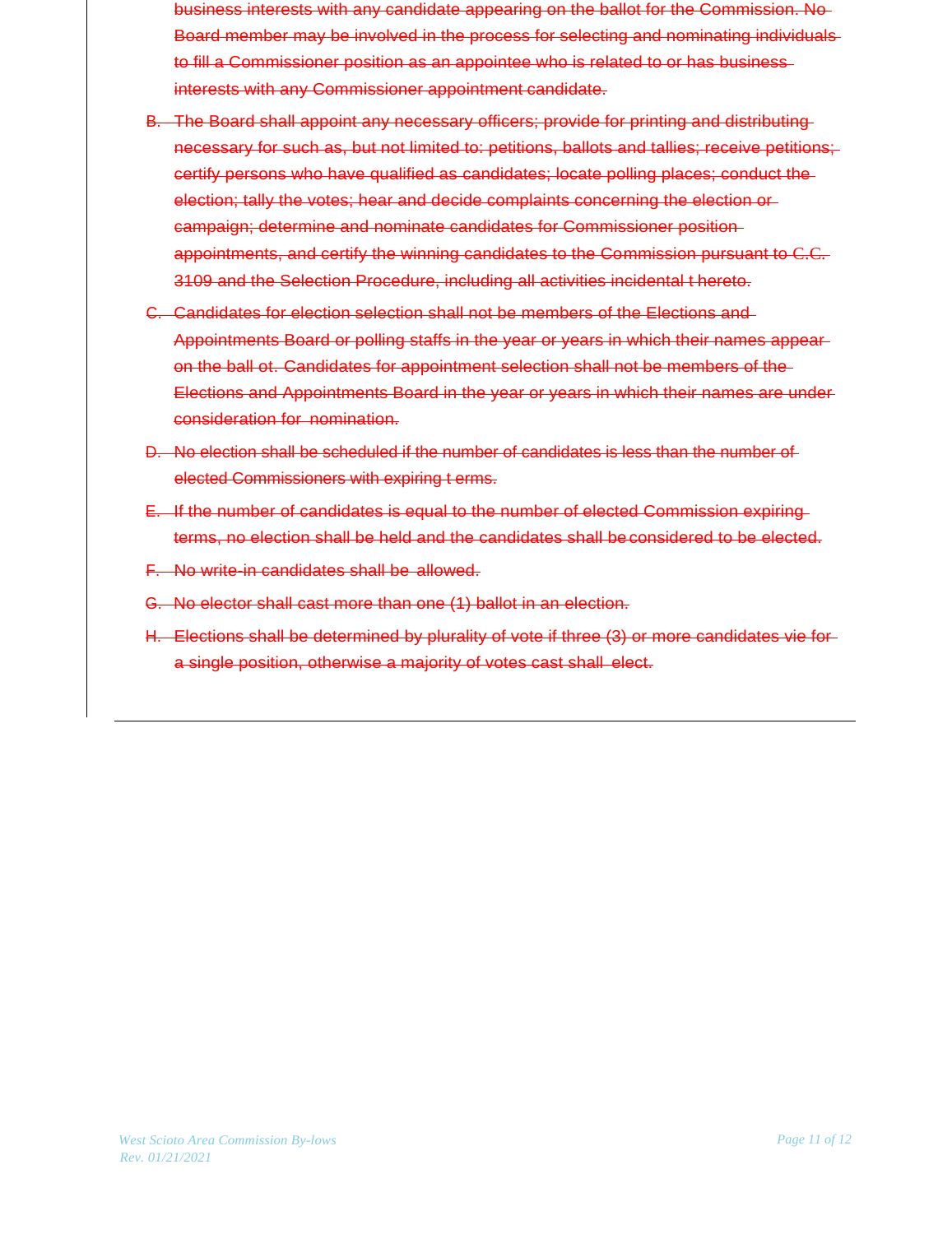~~business interests with any candidate appearing on the ballot for the Commission. No Board member may be involved in the process for selecting and nominating individuals to fill a Commissioner position as an appointee who is related to or has business interests with any Commissioner appointment candidate.~~

~~B. The Board shall appoint any necessary officers; provide for printing and distributing necessary for such as, but not limited to: petitions, ballots and tallies; receive petitions; certify persons who have qualified as candidates; locate polling places; conduct the election; tally the votes; hear and decide complaints concerning the election or campaign; determine and nominate candidates for Commissioner position appointments, and certify the winning candidates to the Commission pursuant to C.C. 3109 and the Selection Procedure, including all activities incidental t hereto.~~

~~C. Candidates for election selection shall not be members of the Elections and Appointments Board or polling staffs in the year or years in which their names appear on the ball ot. Candidates for appointment selection shall not be members of the Elections and Appointments Board in the year or years in which their names are under consideration for nomination.~~

~~D. No election shall be scheduled if the number of candidates is less than the number of elected Commissioners with expiring t erms.~~

~~E. If the number of candidates is equal to the number of elected Commission expiring terms, no election shall be held and the candidates shall be considered to be elected.~~

~~F. No write-in candidates shall be allowed.~~

~~G. No elector shall cast more than one (1) ballot in an election.~~

~~H. Elections shall be determined by plurality of vote if three (3) or more candidates vie for a single position, otherwise a majority of votes cast shall elect.~~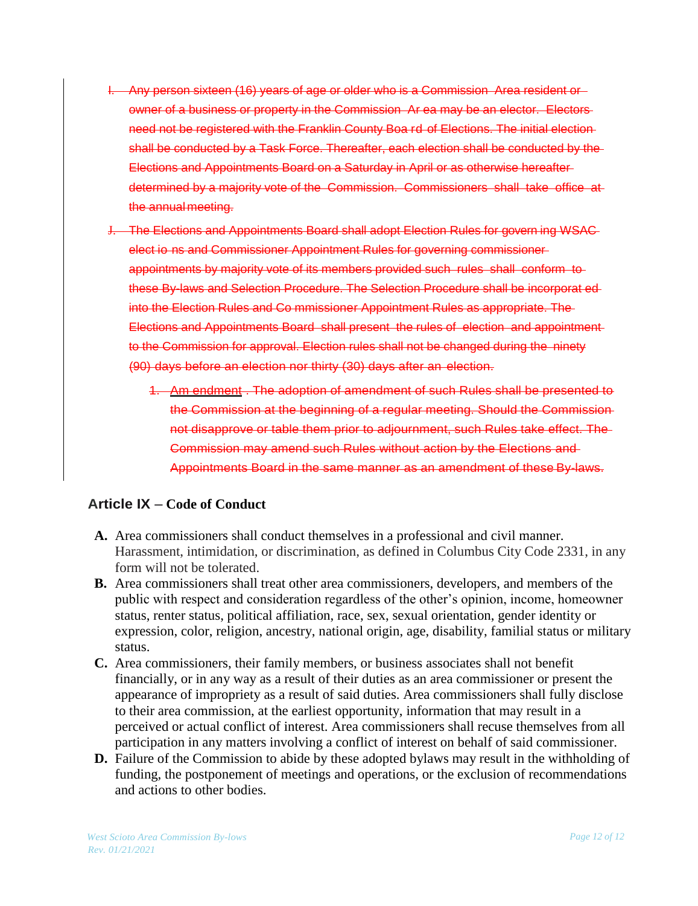~~I. Any person sixteen (16) years of age or older who is a Commission Area resident or owner of a business or property in the Commission Ar ea may be an elector. Electors need not be registered with the Franklin County Boa rd of Elections. The initial election shall be conducted by a Task Force. Thereafter, each election shall be conducted by the Elections and Appointments Board on a Saturday in April or as otherwise hereafter determined by a majority vote of the Commission. Commissioners shall take office at the annual meeting.~~

~~J. The Elections and Appointments Board shall adopt Election Rules for govern ing WSAC elect io ns and Commissioner Appointment Rules for governing commissioner appointments by majority vote of its members provided such rules shall conform to these By-laws and Selection Procedure. The Selection Procedure shall be incorporat ed into the Election Rules and Co mmissioner Appointment Rules as appropriate. The Elections and Appointments Board shall present the rules of election and appointment to the Commission for approval. Election rules shall not be changed during the ninety (90) days before an election nor thirty (30) days after an election.~~

~~1. Am endment . The adoption of amendment of such Rules shall be presented to the Commission at the beginning of a regular meeting. Should the Commission not disapprove or table them prior to adjournment, such Rules take effect. The Commission may amend such Rules without action by the Elections and Appointments Board in the same manner as an amendment of these By-laws.~~

## Article IX – Code of Conduct

**A.** Area commissioners shall conduct themselves in a professional and civil manner. Harassment, intimidation, or discrimination, as defined in Columbus City Code 2331, in any form will not be tolerated.

**B.** Area commissioners shall treat other area commissioners, developers, and members of the public with respect and consideration regardless of the other's opinion, income, homeowner status, renter status, political affiliation, race, sex, sexual orientation, gender identity or expression, color, religion, ancestry, national origin, age, disability, familial status or military status.

**C.** Area commissioners, their family members, or business associates shall not benefit financially, or in any way as a result of their duties as an area commissioner or present the appearance of impropriety as a result of said duties. Area commissioners shall fully disclose to their area commission, at the earliest opportunity, information that may result in a perceived or actual conflict of interest. Area commissioners shall recuse themselves from all participation in any matters involving a conflict of interest on behalf of said commissioner.

**D.** Failure of the Commission to abide by these adopted bylaws may result in the withholding of funding, the postponement of meetings and operations, or the exclusion of recommendations and actions to other bodies.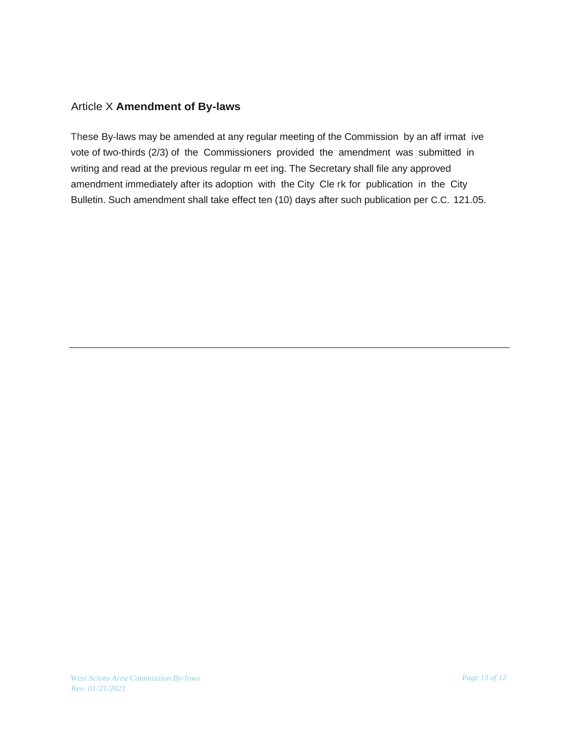## Article X **Amendment of By-laws**

These By-laws may be amended at any regular meeting of the Commission by an affirmative vote of two-thirds (2/3) of the Commissioners provided the amendment was submitted in writing and read at the previous regular meeting. The Secretary shall file any approved amendment immediately after its adoption with the City Clerk for publication in the City Bulletin. Such amendment shall take effect ten (10) days after such publication per C.C. 121.05.

---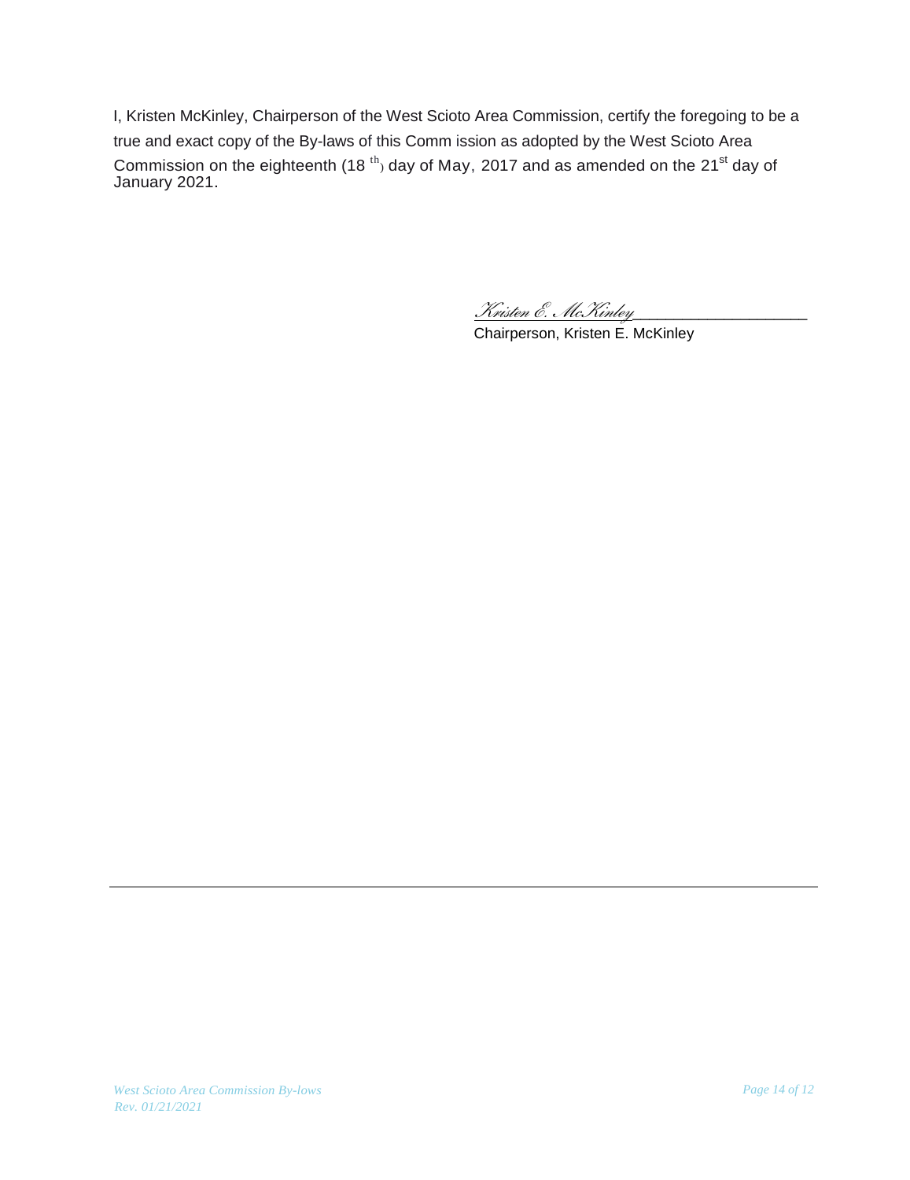I, Kristen McKinley, Chairperson of the West Scioto Area Commission, certify the foregoing to be a true and exact copy of the By-laws of this Comm ission as adopted by the West Scioto Area Commission on the eighteenth (18 th) day of May, 2017 and as amended on the 21st day of January 2021.

*Kristen E. McKinley*____________________

Chairperson, Kristen E. McKinley